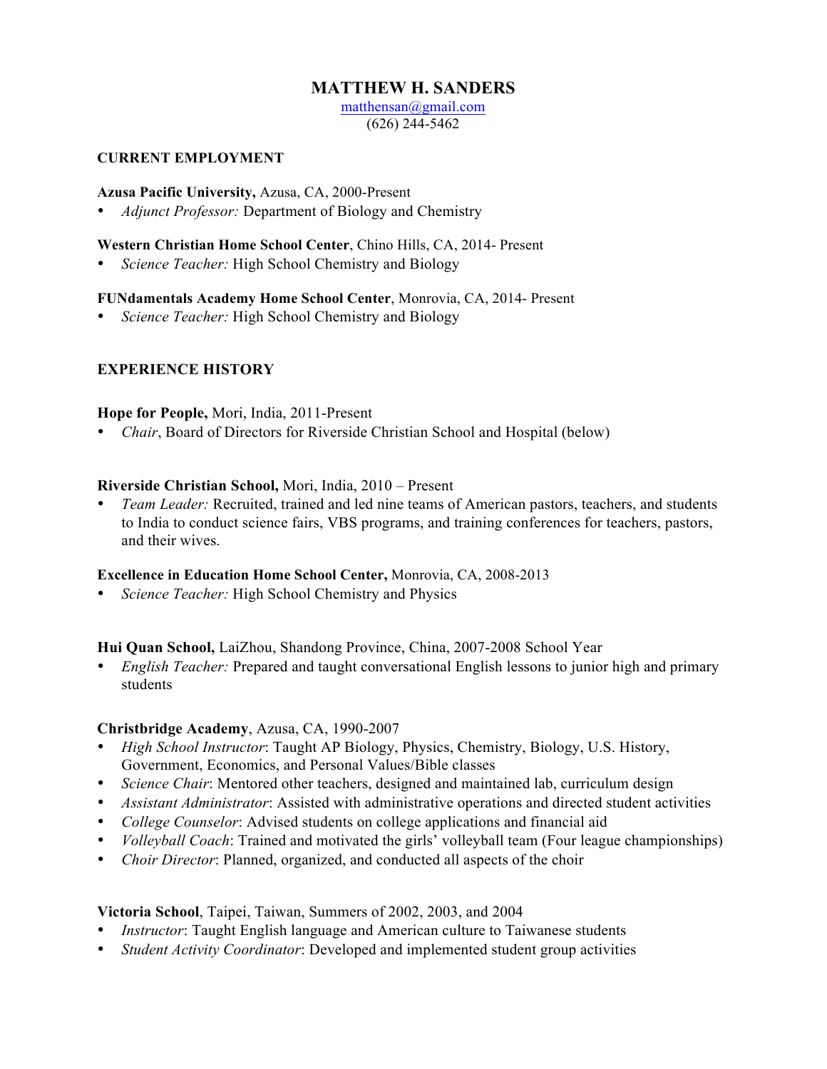# MATTHEW H. SANDERS

matthensan@gmail.com
(626) 244-5462

## CURRENT EMPLOYMENT

**Azusa Pacific University,** Azusa, CA, 2000-Present

- *Adjunct Professor:* Department of Biology and Chemistry

**Western Christian Home School Center**, Chino Hills, CA, 2014- Present

- *Science Teacher:* High School Chemistry and Biology

**FUNdamentals Academy Home School Center**, Monrovia, CA, 2014- Present

- *Science Teacher:* High School Chemistry and Biology

## EXPERIENCE HISTORY

**Hope for People,** Mori, India, 2011-Present

- *Chair*, Board of Directors for Riverside Christian School and Hospital (below)

**Riverside Christian School,** Mori, India, 2010 – Present

- *Team Leader:* Recruited, trained and led nine teams of American pastors, teachers, and students to India to conduct science fairs, VBS programs, and training conferences for teachers, pastors, and their wives.

**Excellence in Education Home School Center,** Monrovia, CA, 2008-2013

- *Science Teacher:* High School Chemistry and Physics

**Hui Quan School,** LaiZhou, Shandong Province, China, 2007-2008 School Year

- *English Teacher:* Prepared and taught conversational English lessons to junior high and primary students

**Christbridge Academy**, Azusa, CA, 1990-2007

- *High School Instructor*: Taught AP Biology, Physics, Chemistry, Biology, U.S. History, Government, Economics, and Personal Values/Bible classes
- *Science Chair*: Mentored other teachers, designed and maintained lab, curriculum design
- *Assistant Administrator*: Assisted with administrative operations and directed student activities
- *College Counselor*: Advised students on college applications and financial aid
- *Volleyball Coach*: Trained and motivated the girls' volleyball team (Four league championships)
- *Choir Director*: Planned, organized, and conducted all aspects of the choir

**Victoria School**, Taipei, Taiwan, Summers of 2002, 2003, and 2004

- *Instructor*: Taught English language and American culture to Taiwanese students
- *Student Activity Coordinator*: Developed and implemented student group activities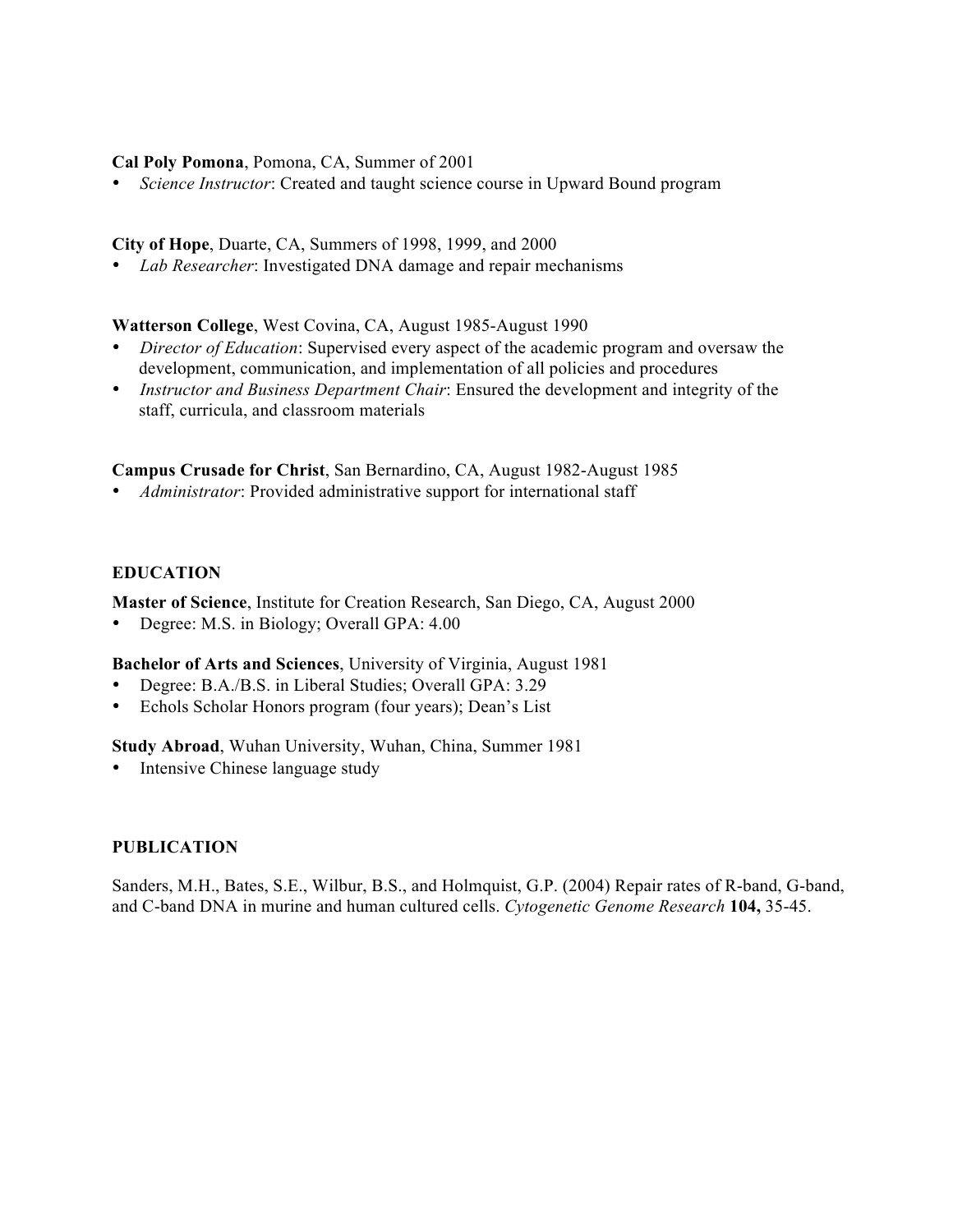**Cal Poly Pomona**, Pomona, CA, Summer of 2001

- *Science Instructor*: Created and taught science course in Upward Bound program

**City of Hope**, Duarte, CA, Summers of 1998, 1999, and 2000

- *Lab Researcher*: Investigated DNA damage and repair mechanisms

**Watterson College**, West Covina, CA, August 1985-August 1990

- *Director of Education*: Supervised every aspect of the academic program and oversaw the development, communication, and implementation of all policies and procedures
- *Instructor and Business Department Chair*: Ensured the development and integrity of the staff, curricula, and classroom materials

**Campus Crusade for Christ**, San Bernardino, CA, August 1982-August 1985

- *Administrator*: Provided administrative support for international staff

## EDUCATION

**Master of Science**, Institute for Creation Research, San Diego, CA, August 2000

- Degree: M.S. in Biology; Overall GPA: 4.00

**Bachelor of Arts and Sciences**, University of Virginia, August 1981

- Degree: B.A./B.S. in Liberal Studies; Overall GPA: 3.29
- Echols Scholar Honors program (four years); Dean's List

**Study Abroad**, Wuhan University, Wuhan, China, Summer 1981

- Intensive Chinese language study

## PUBLICATION

Sanders, M.H., Bates, S.E., Wilbur, B.S., and Holmquist, G.P. (2004) Repair rates of R-band, G-band, and C-band DNA in murine and human cultured cells. *Cytogenetic Genome Research* **104,** 35-45.